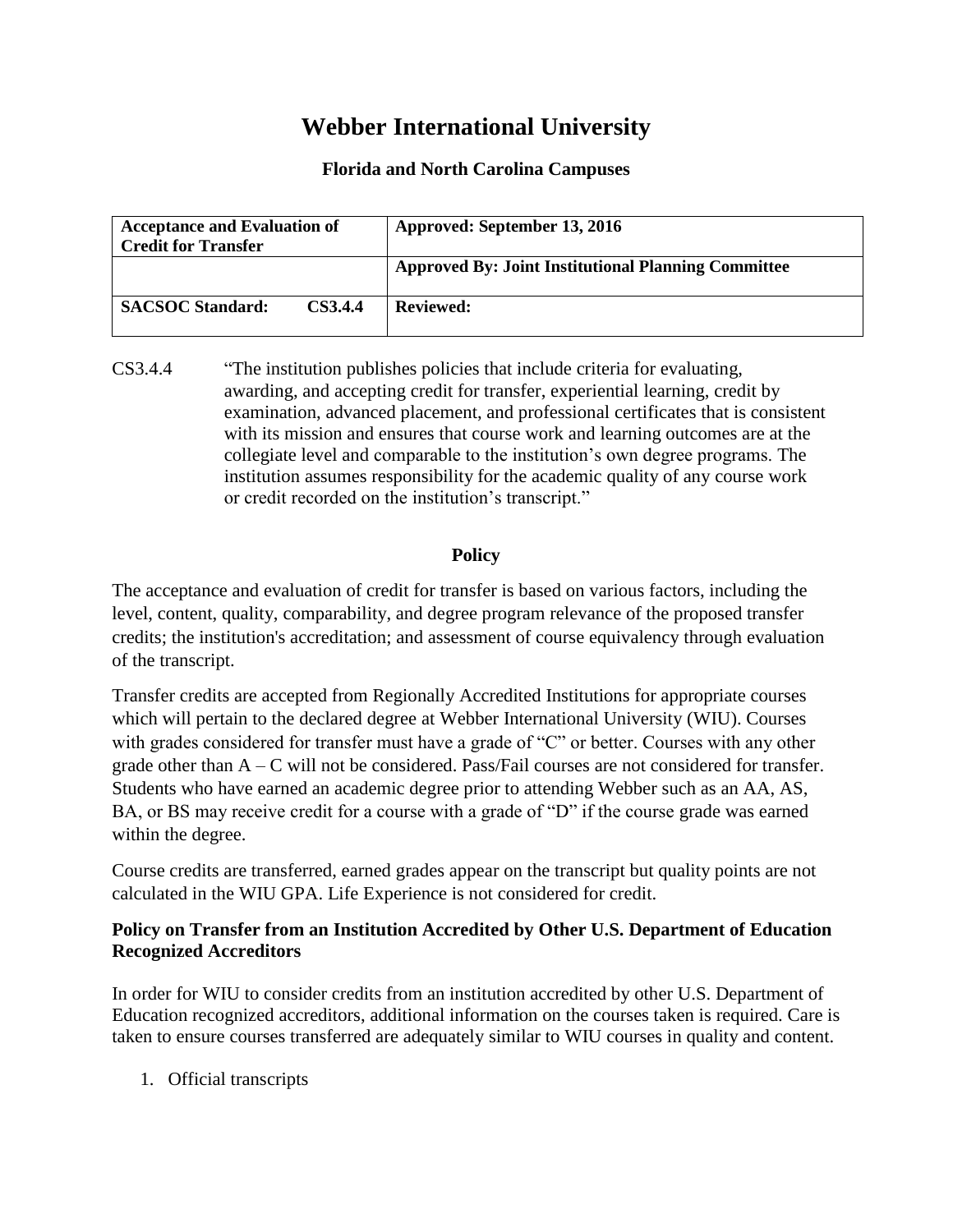# Webber International University

### Florida and North Carolina Campuses

| **Acceptance and Evaluation of Credit for Transfer** | | **Approved: September 13, 2016** |
|---|---|---|
| | | **Approved By: Joint Institutional Planning Committee** |
| **SACSOC Standard:** | **CS3.4.4** | **Reviewed:** |

CS3.4.4 "The institution publishes policies that include criteria for evaluating, awarding, and accepting credit for transfer, experiential learning, credit by examination, advanced placement, and professional certificates that is consistent with its mission and ensures that course work and learning outcomes are at the collegiate level and comparable to the institution's own degree programs. The institution assumes responsibility for the academic quality of any course work or credit recorded on the institution's transcript."

## Policy

The acceptance and evaluation of credit for transfer is based on various factors, including the level, content, quality, comparability, and degree program relevance of the proposed transfer credits; the institution's accreditation; and assessment of course equivalency through evaluation of the transcript.

Transfer credits are accepted from Regionally Accredited Institutions for appropriate courses which will pertain to the declared degree at Webber International University (WIU). Courses with grades considered for transfer must have a grade of "C" or better. Courses with any other grade other than A – C will not be considered. Pass/Fail courses are not considered for transfer. Students who have earned an academic degree prior to attending Webber such as an AA, AS, BA, or BS may receive credit for a course with a grade of "D" if the course grade was earned within the degree.

Course credits are transferred, earned grades appear on the transcript but quality points are not calculated in the WIU GPA. Life Experience is not considered for credit.

### Policy on Transfer from an Institution Accredited by Other U.S. Department of Education Recognized Accreditors

In order for WIU to consider credits from an institution accredited by other U.S. Department of Education recognized accreditors, additional information on the courses taken is required. Care is taken to ensure courses transferred are adequately similar to WIU courses in quality and content.

1. Official transcripts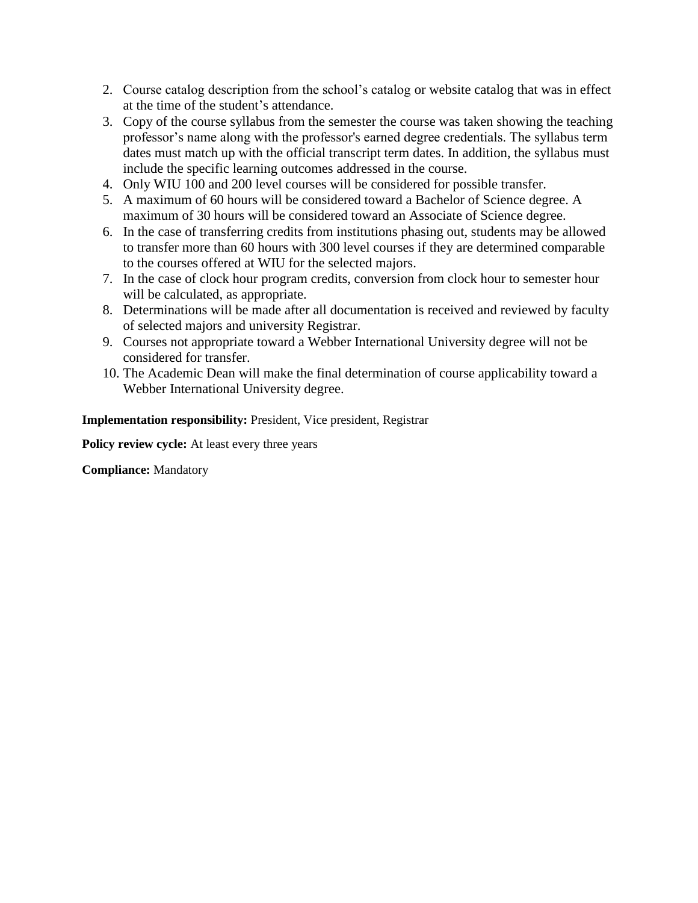2. Course catalog description from the school's catalog or website catalog that was in effect at the time of the student's attendance.
3. Copy of the course syllabus from the semester the course was taken showing the teaching professor's name along with the professor's earned degree credentials. The syllabus term dates must match up with the official transcript term dates. In addition, the syllabus must include the specific learning outcomes addressed in the course.
4. Only WIU 100 and 200 level courses will be considered for possible transfer.
5. A maximum of 60 hours will be considered toward a Bachelor of Science degree. A maximum of 30 hours will be considered toward an Associate of Science degree.
6. In the case of transferring credits from institutions phasing out, students may be allowed to transfer more than 60 hours with 300 level courses if they are determined comparable to the courses offered at WIU for the selected majors.
7. In the case of clock hour program credits, conversion from clock hour to semester hour will be calculated, as appropriate.
8. Determinations will be made after all documentation is received and reviewed by faculty of selected majors and university Registrar.
9. Courses not appropriate toward a Webber International University degree will not be considered for transfer.
10. The Academic Dean will make the final determination of course applicability toward a Webber International University degree.

**Implementation responsibility:** President, Vice president, Registrar

**Policy review cycle:** At least every three years

**Compliance:** Mandatory